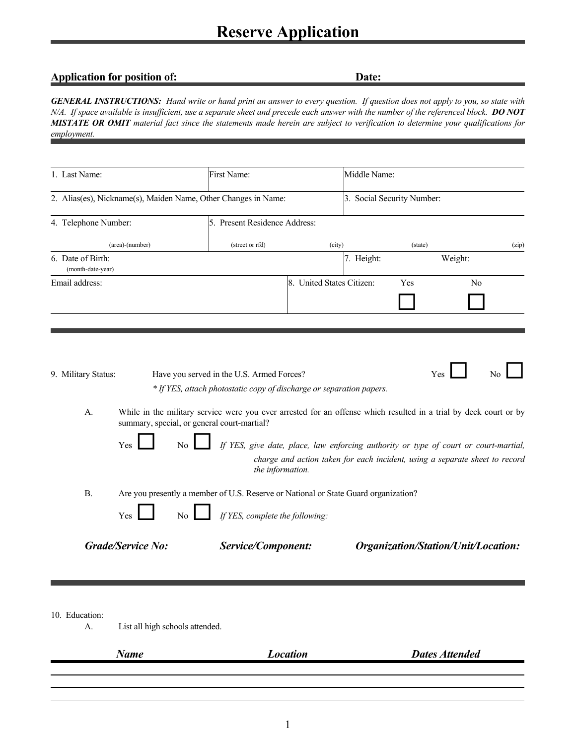# Reserve Application

**Application for position of:** **Date:**

***GENERAL INSTRUCTIONS:*** *Hand write or hand print an answer to every question. If question does not apply to you, so state with N/A. If space available is insufficient, use a separate sheet and precede each answer with the number of the referenced block.* ***DO NOT MISTATE OR OMIT*** *material fact since the statements made herein are subject to verification to determine your qualifications for employment.*

| 1. Last Name: | First Name: | Middle Name: |
|---|---|---|
| 2. Alias(es), Nickname(s), Maiden Name, Other Changes in Name: | | 3. Social Security Number: |
| 4. Telephone Number: (area)-(number) | 5. Present Residence Address: (street or rfd) (city) (state) (zip) | |
| 6. Date of Birth: (month-date-year) | | 7. Height: Weight: |
| Email address: | 8. United States Citizen: Yes ☐ No ☐ | |

9. Military Status: Have you served in the U.S. Armed Forces? Yes ☐ No ☐

*\* If YES, attach photostatic copy of discharge or separation papers.*

A. While in the military service were you ever arrested for an offense which resulted in a trial by deck court or by summary, special, or general court-martial?

Yes ☐ No ☐ *If YES, give date, place, law enforcing authority or type of court or court-martial, charge and action taken for each incident, using a separate sheet to record the information.*

B. Are you presently a member of U.S. Reserve or National or State Guard organization?

Yes ☐ No ☐ *If YES, complete the following:*

| ***Grade/Service No:*** | ***Service/Component:*** | ***Organization/Station/Unit/Location:*** |
|---|---|---|
| | | |

10. Education:

A. List all high schools attended.

| ***Name*** | ***Location*** | ***Dates Attended*** |
|---|---|---|
| | | |
| | | |
| | | |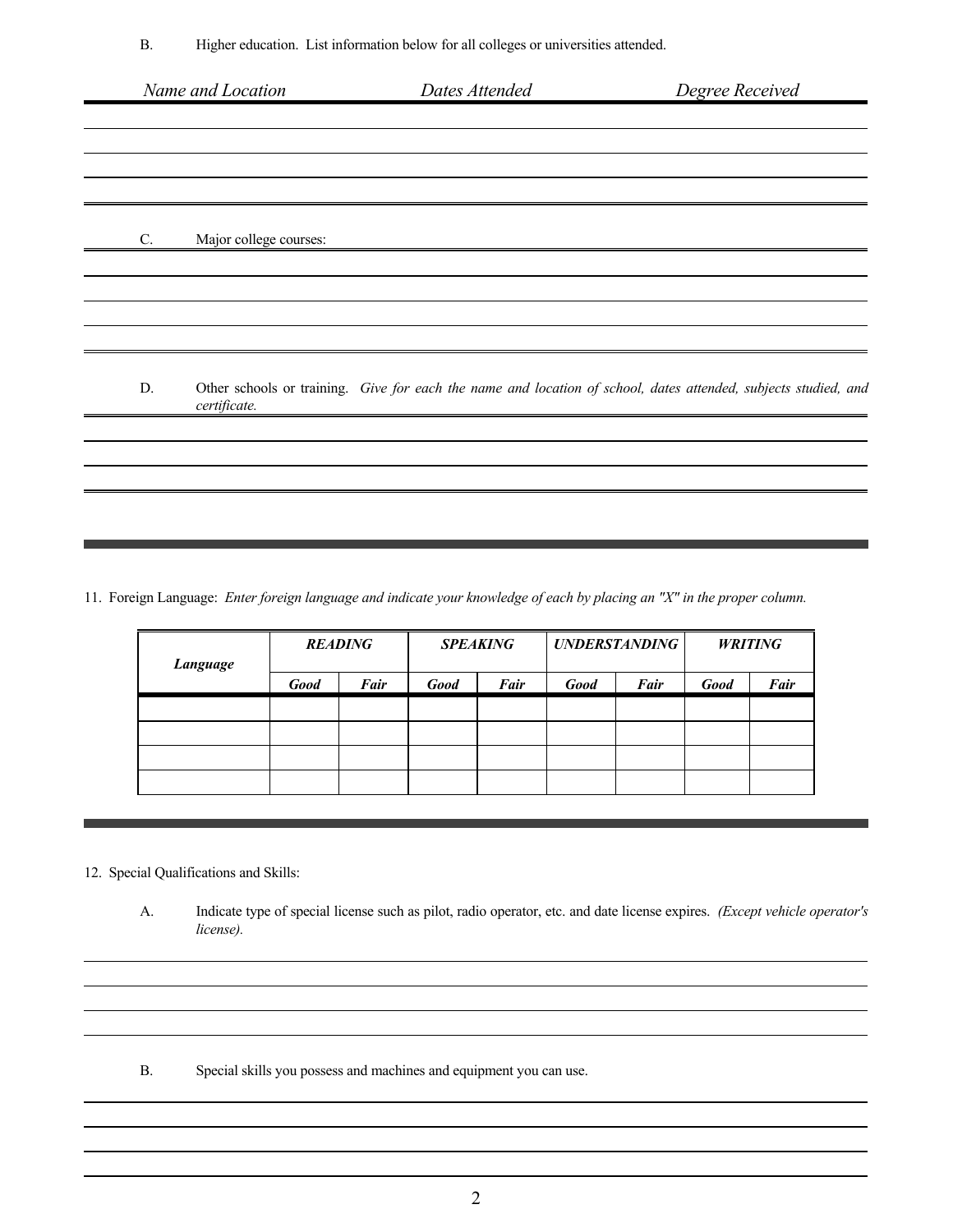B. Higher education. List information below for all colleges or universities attended.

| *Name and Location* | *Dates Attended* | *Degree Received* |
|---|---|---|
| | | |
| | | |
| | | |
| | | |

C. Major college courses:

D. Other schools or training. *Give for each the name and location of school, dates attended, subjects studied, and certificate.*

11. Foreign Language: *Enter foreign language and indicate your knowledge of each by placing an "X" in the proper column.*

| ***Language*** | ***READING*** | | ***SPEAKING*** | | ***UNDERSTANDING*** | | ***WRITING*** | |
|---|---|---|---|---|---|---|---|---|
| | ***Good*** | ***Fair*** | ***Good*** | ***Fair*** | ***Good*** | ***Fair*** | ***Good*** | ***Fair*** |
| | | | | | | | | |
| | | | | | | | | |
| | | | | | | | | |
| | | | | | | | | |

12. Special Qualifications and Skills:

A. Indicate type of special license such as pilot, radio operator, etc. and date license expires. *(Except vehicle operator's license).*

B. Special skills you possess and machines and equipment you can use.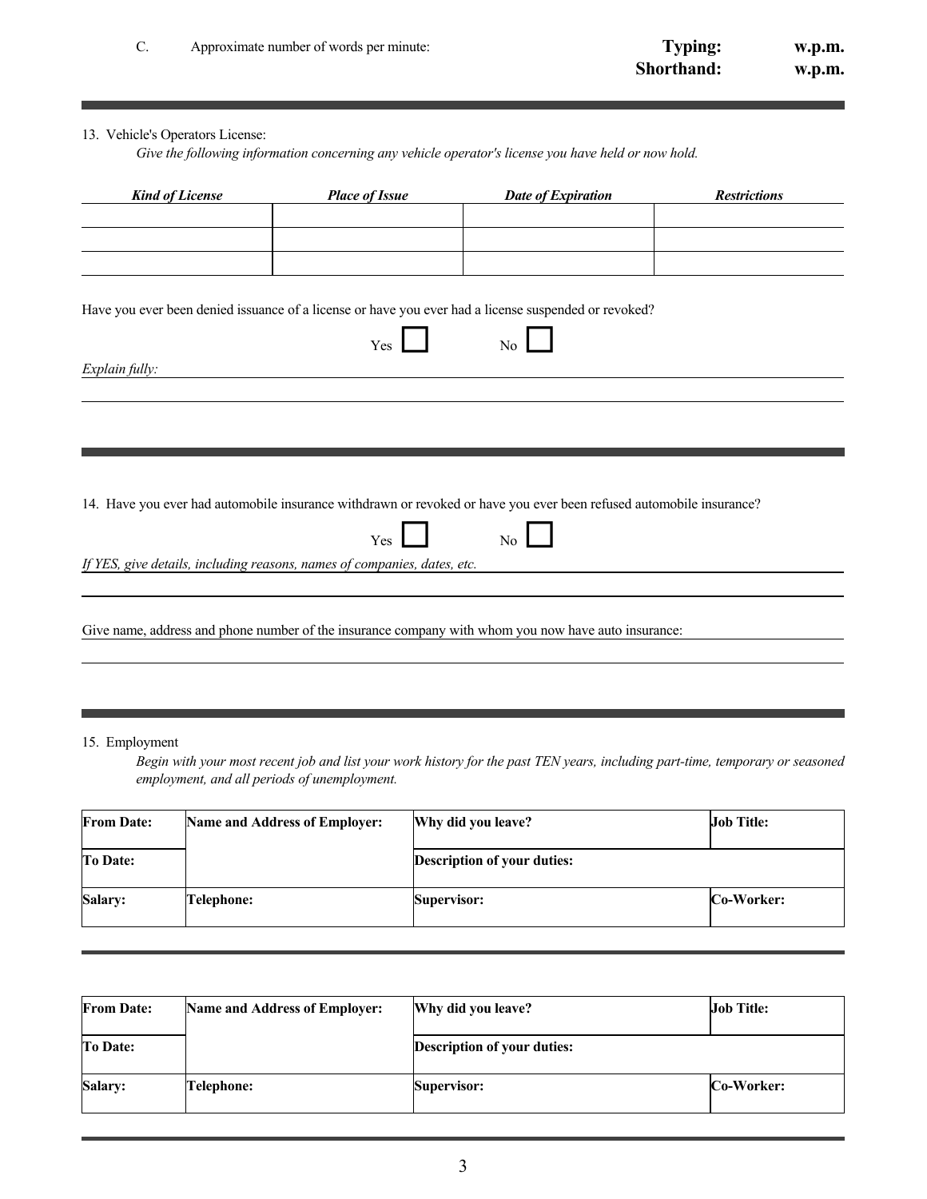C. Approximate number of words per minute:

**Typing:** w.p.m.
**Shorthand:** w.p.m.

---

13. Vehicle's Operators License:

*Give the following information concerning any vehicle operator's license you have held or now hold.*

| *Kind of License* | *Place of Issue* | *Date of Expiration* | *Restrictions* |
|---|---|---|---|
| | | | |
| | | | |
| | | | |

Have you ever been denied issuance of a license or have you ever had a license suspended or revoked?

Yes ☐ No ☐

*Explain fully:*

---

14. Have you ever had automobile insurance withdrawn or revoked or have you ever been refused automobile insurance?

Yes ☐ No ☐

*If YES, give details, including reasons, names of companies, dates, etc.*

Give name, address and phone number of the insurance company with whom you now have auto insurance:

---

15. Employment

*Begin with your most recent job and list your work history for the past TEN years, including part-time, temporary or seasoned employment, and all periods of unemployment.*

| **From Date:** | **Name and Address of Employer:** | **Why did you leave?** | **Job Title:** |
|---|---|---|---|
| **To Date:** | | **Description of your duties:** | |
| **Salary:** | **Telephone:** | **Supervisor:** | **Co-Worker:** |

| **From Date:** | **Name and Address of Employer:** | **Why did you leave?** | **Job Title:** |
|---|---|---|---|
| **To Date:** | | **Description of your duties:** | |
| **Salary:** | **Telephone:** | **Supervisor:** | **Co-Worker:** |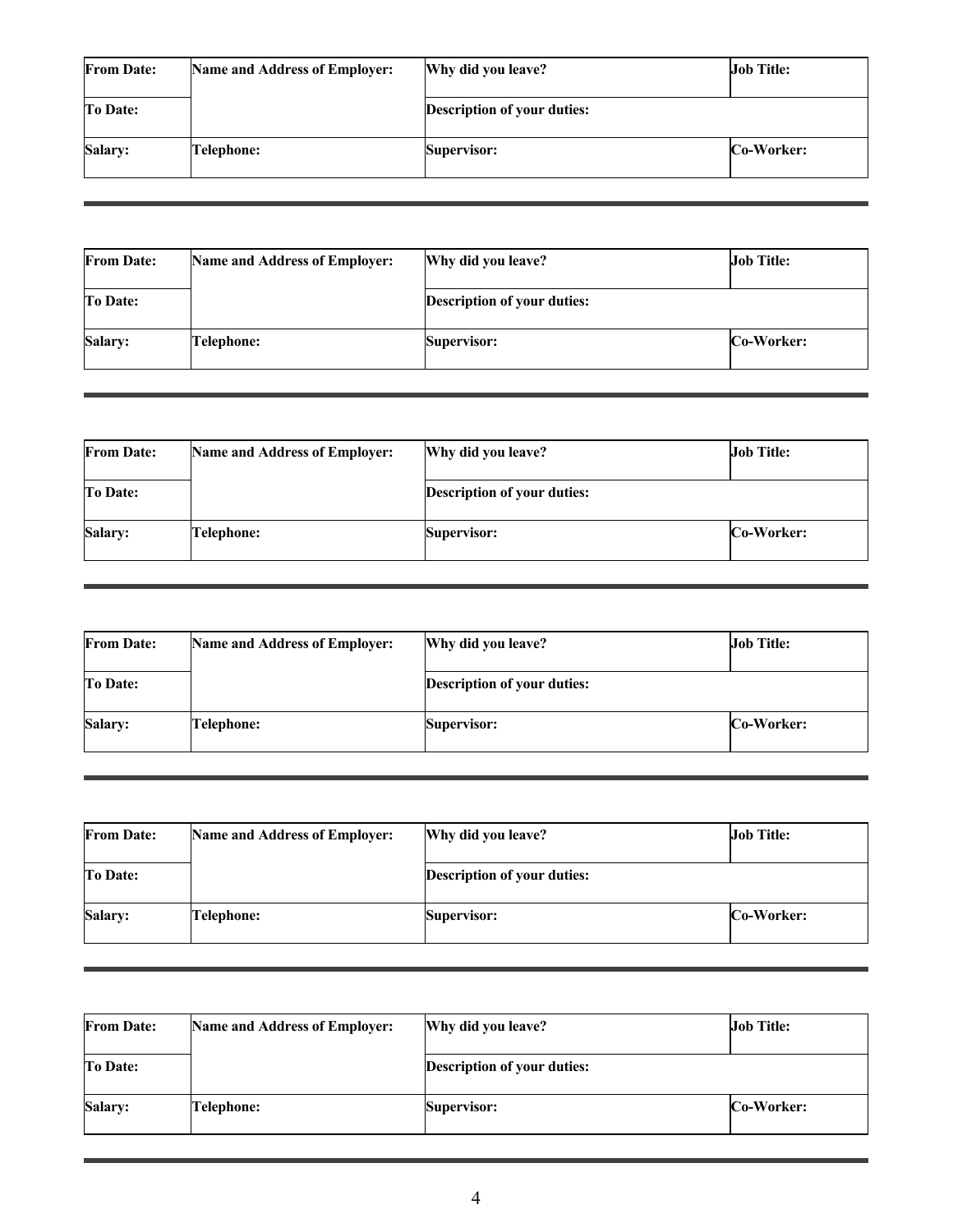| From Date: | Name and Address of Employer: | Why did you leave? | Job Title: |
|---|---|---|---|
| To Date: | | Description of your duties: | |
| Salary: | Telephone: | Supervisor: | Co-Worker: |

---

| From Date: | Name and Address of Employer: | Why did you leave? | Job Title: |
|---|---|---|---|
| To Date: | | Description of your duties: | |
| Salary: | Telephone: | Supervisor: | Co-Worker: |

---

| From Date: | Name and Address of Employer: | Why did you leave? | Job Title: |
|---|---|---|---|
| To Date: | | Description of your duties: | |
| Salary: | Telephone: | Supervisor: | Co-Worker: |

---

| From Date: | Name and Address of Employer: | Why did you leave? | Job Title: |
|---|---|---|---|
| To Date: | | Description of your duties: | |
| Salary: | Telephone: | Supervisor: | Co-Worker: |

---

| From Date: | Name and Address of Employer: | Why did you leave? | Job Title: |
|---|---|---|---|
| To Date: | | Description of your duties: | |
| Salary: | Telephone: | Supervisor: | Co-Worker: |

---

| From Date: | Name and Address of Employer: | Why did you leave? | Job Title: |
|---|---|---|---|
| To Date: | | Description of your duties: | |
| Salary: | Telephone: | Supervisor: | Co-Worker: |

---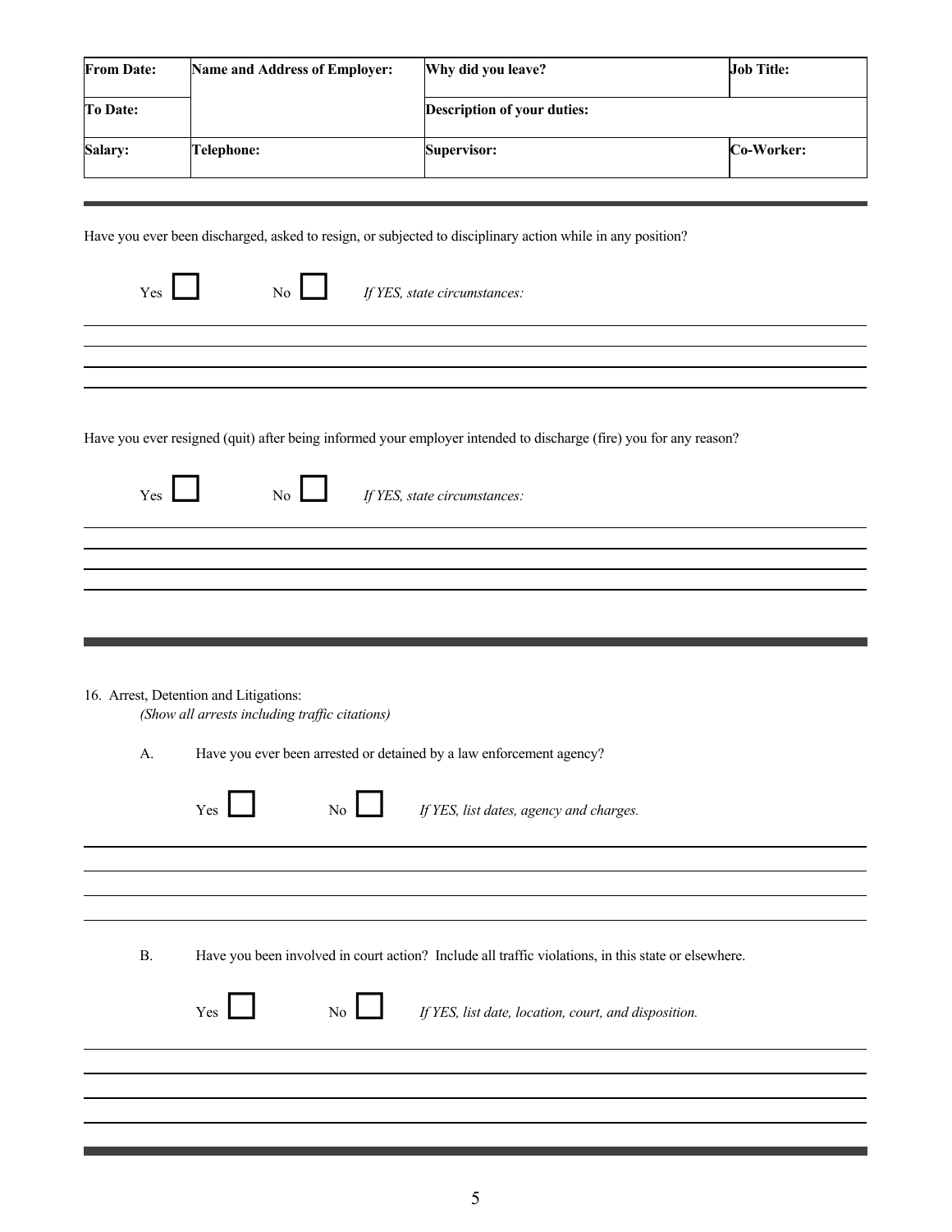| From Date: | Name and Address of Employer: | Why did you leave? | Job Title: |
|---|---|---|---|
| To Date: | | Description of your duties: | |
| Salary: | Telephone: | Supervisor: | Co-Worker: |

---

Have you ever been discharged, asked to resign, or subjected to disciplinary action while in any position?

Yes ☐ No ☐ *If YES, state circumstances:*

______________________________________________________________________

______________________________________________________________________

______________________________________________________________________

______________________________________________________________________

Have you ever resigned (quit) after being informed your employer intended to discharge (fire) you for any reason?

Yes ☐ No ☐ *If YES, state circumstances:*

______________________________________________________________________

______________________________________________________________________

______________________________________________________________________

______________________________________________________________________

---

16. Arrest, Detention and Litigations:
    *(Show all arrests including traffic citations)*

A. Have you ever been arrested or detained by a law enforcement agency?

Yes ☐ No ☐ *If YES, list dates, agency and charges.*

______________________________________________________________________

______________________________________________________________________

______________________________________________________________________

______________________________________________________________________

B. Have you been involved in court action? Include all traffic violations, in this state or elsewhere.

Yes ☐ No ☐ *If YES, list date, location, court, and disposition.*

______________________________________________________________________

______________________________________________________________________

______________________________________________________________________

______________________________________________________________________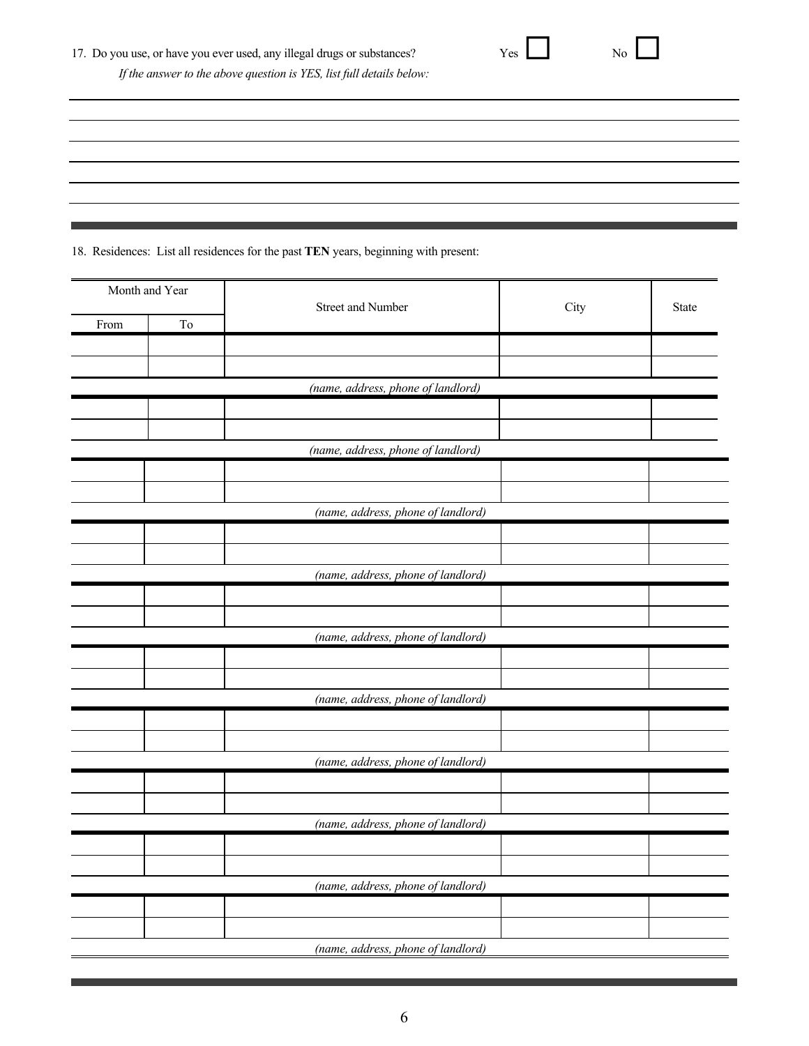17. Do you use, or have you ever used, any illegal drugs or substances? Yes ☐ No ☐

*If the answer to the above question is YES, list full details below:*

\_\_\_\_\_\_\_\_\_\_\_\_\_\_\_\_\_\_\_\_\_\_\_\_\_\_\_\_\_\_\_\_\_\_\_\_\_\_\_\_\_\_\_\_\_\_\_\_\_\_\_\_\_\_\_\_\_\_\_\_

\_\_\_\_\_\_\_\_\_\_\_\_\_\_\_\_\_\_\_\_\_\_\_\_\_\_\_\_\_\_\_\_\_\_\_\_\_\_\_\_\_\_\_\_\_\_\_\_\_\_\_\_\_\_\_\_\_\_\_\_

\_\_\_\_\_\_\_\_\_\_\_\_\_\_\_\_\_\_\_\_\_\_\_\_\_\_\_\_\_\_\_\_\_\_\_\_\_\_\_\_\_\_\_\_\_\_\_\_\_\_\_\_\_\_\_\_\_\_\_\_

\_\_\_\_\_\_\_\_\_\_\_\_\_\_\_\_\_\_\_\_\_\_\_\_\_\_\_\_\_\_\_\_\_\_\_\_\_\_\_\_\_\_\_\_\_\_\_\_\_\_\_\_\_\_\_\_\_\_\_\_

\_\_\_\_\_\_\_\_\_\_\_\_\_\_\_\_\_\_\_\_\_\_\_\_\_\_\_\_\_\_\_\_\_\_\_\_\_\_\_\_\_\_\_\_\_\_\_\_\_\_\_\_\_\_\_\_\_\_\_\_

18. Residences: List all residences for the past **TEN** years, beginning with present:

| Month and Year | | Street and Number | City | State |
|---|---|---|---|---|
| From | To | | | |
| | | | | |
| | | | | |
| *(name, address, phone of landlord)* | | | | |
| | | | | |
| | | | | |
| *(name, address, phone of landlord)* | | | | |
| | | | | |
| | | | | |
| *(name, address, phone of landlord)* | | | | |
| | | | | |
| | | | | |
| *(name, address, phone of landlord)* | | | | |
| | | | | |
| | | | | |
| *(name, address, phone of landlord)* | | | | |
| | | | | |
| | | | | |
| *(name, address, phone of landlord)* | | | | |
| | | | | |
| | | | | |
| *(name, address, phone of landlord)* | | | | |
| | | | | |
| | | | | |
| *(name, address, phone of landlord)* | | | | |
| | | | | |
| | | | | |
| *(name, address, phone of landlord)* | | | | |
| | | | | |
| | | | | |
| *(name, address, phone of landlord)* | | | | |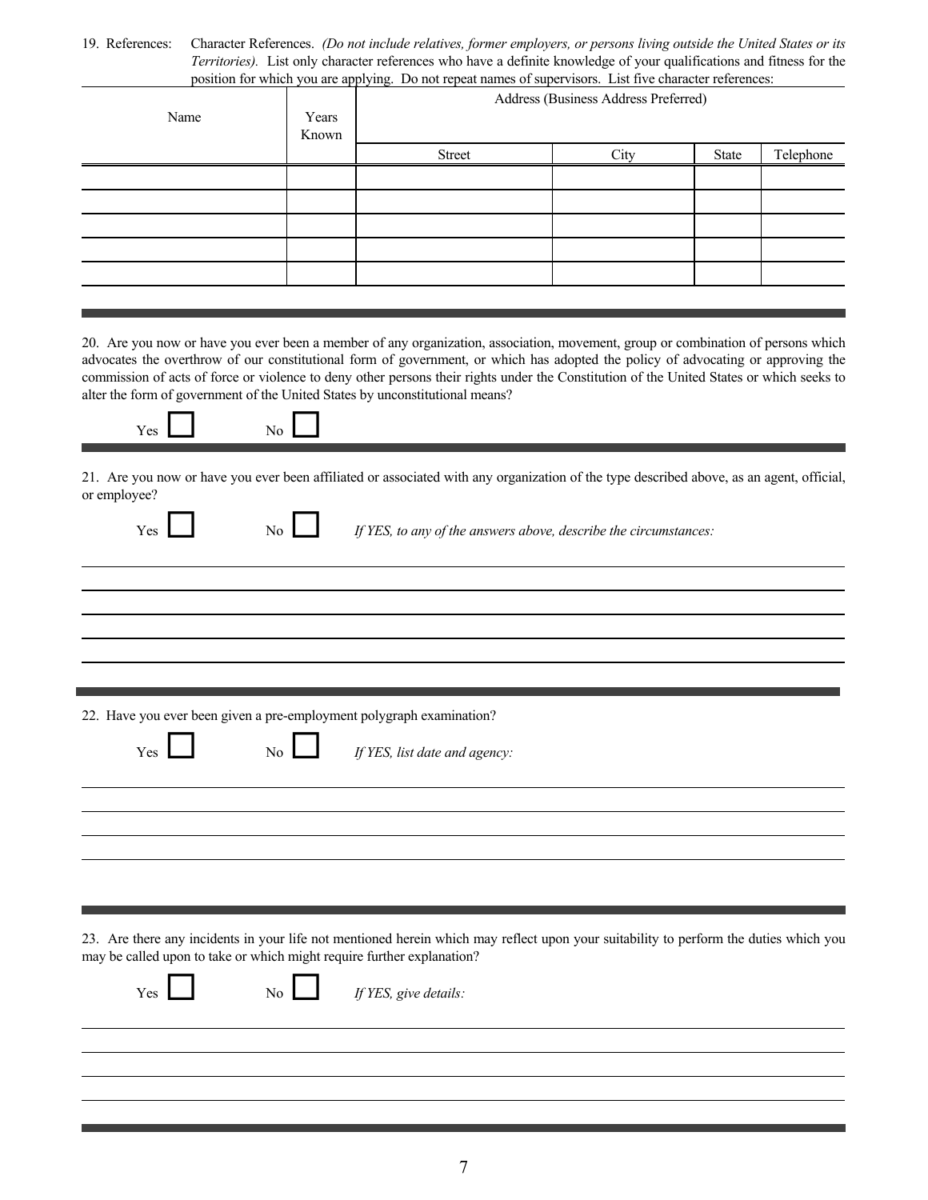19. References: Character References. *(Do not include relatives, former employers, or persons living outside the United States or its Territories).* List only character references who have a definite knowledge of your qualifications and fitness for the position for which you are applying. Do not repeat names of supervisors. List five character references:

| Name | Years Known | Address (Business Address Preferred) | | | |
|---|---|---|---|---|---|
| | | Street | City | State | Telephone |
| | | | | | |
| | | | | | |
| | | | | | |
| | | | | | |
| | | | | | |

20. Are you now or have you ever been a member of any organization, association, movement, group or combination of persons which advocates the overthrow of our constitutional form of government, or which has adopted the policy of advocating or approving the commission of acts of force or violence to deny other persons their rights under the Constitution of the United States or which seeks to alter the form of government of the United States by unconstitutional means?

Yes ☐ No ☐

21. Are you now or have you ever been affiliated or associated with any organization of the type described above, as an agent, official, or employee?

Yes ☐ No ☐ *If YES, to any of the answers above, describe the circumstances:*

22. Have you ever been given a pre-employment polygraph examination?

Yes ☐ No ☐ *If YES, list date and agency:*

23. Are there any incidents in your life not mentioned herein which may reflect upon your suitability to perform the duties which you may be called upon to take or which might require further explanation?

Yes ☐ No ☐ *If YES, give details:*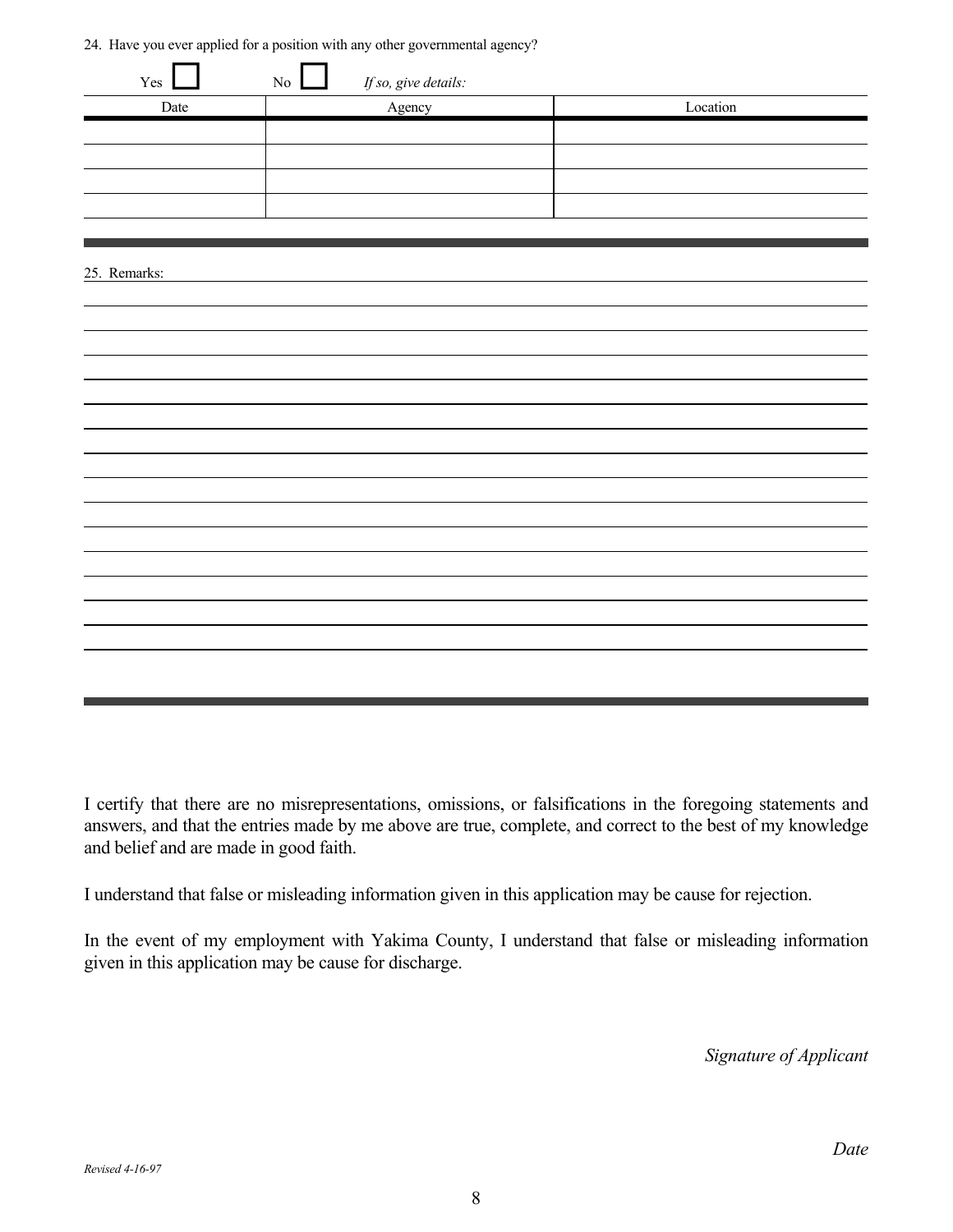24. Have you ever applied for a position with any other governmental agency?

Yes ☐ No ☐ *If so, give details:*

| Date | Agency | Location |
|---|---|---|
| | | |
| | | |
| | | |
| | | |

25. Remarks:

I certify that there are no misrepresentations, omissions, or falsifications in the foregoing statements and answers, and that the entries made by me above are true, complete, and correct to the best of my knowledge and belief and are made in good faith.

I understand that false or misleading information given in this application may be cause for rejection.

In the event of my employment with Yakima County, I understand that false or misleading information given in this application may be cause for discharge.

*Signature of Applicant*

*Date*

*Revised 4-16-97*